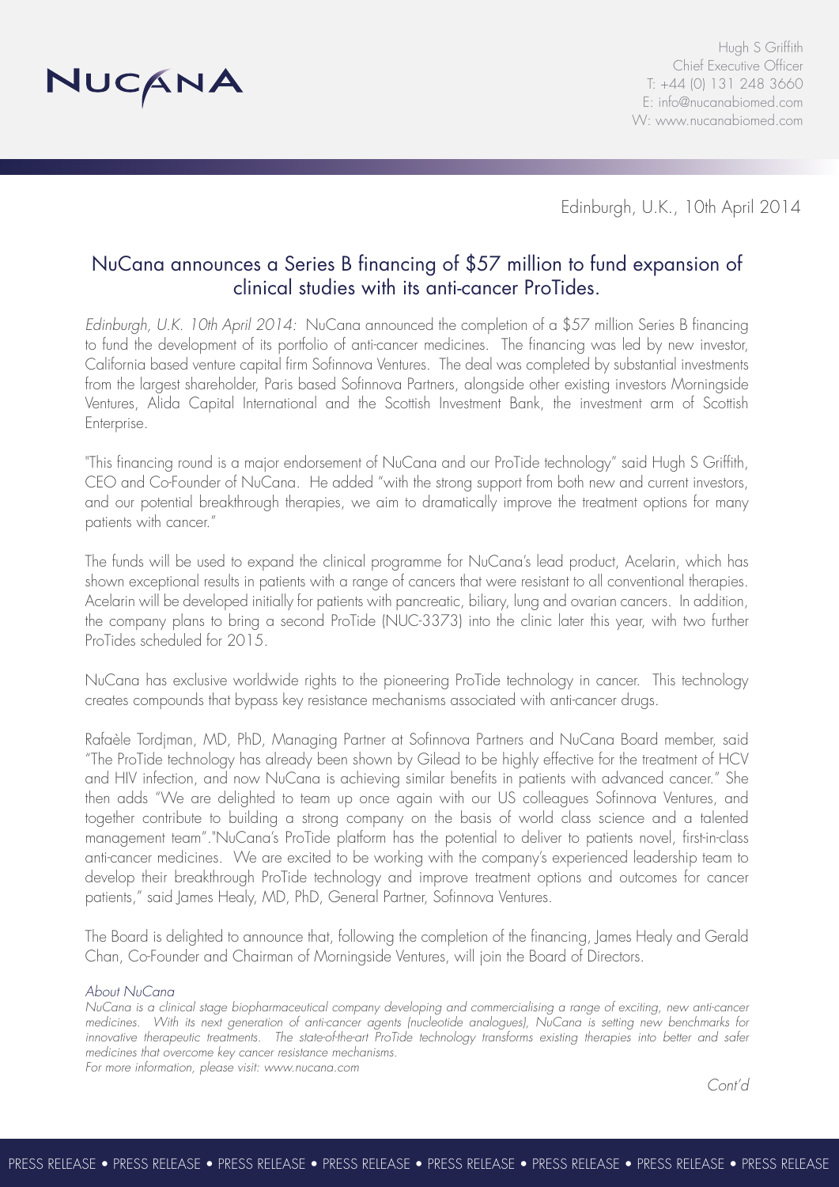NUCANA

Hugh S Griffith
Chief Executive Officer
T: +44 (0) 131 248 3660
E: info@nucanabiomed.com
W: www.nucanabiomed.com

Edinburgh, U.K., 10th April 2014

# NuCana announces a Series B financing of $57 million to fund expansion of clinical studies with its anti-cancer ProTides.

*Edinburgh, U.K. 10th April 2014:* NuCana announced the completion of a $57 million Series B financing to fund the development of its portfolio of anti-cancer medicines. The financing was led by new investor, California based venture capital firm Sofinnova Ventures. The deal was completed by substantial investments from the largest shareholder, Paris based Sofinnova Partners, alongside other existing investors Morningside Ventures, Alida Capital International and the Scottish Investment Bank, the investment arm of Scottish Enterprise.

"This financing round is a major endorsement of NuCana and our ProTide technology" said Hugh S Griffith, CEO and Co-Founder of NuCana. He added "with the strong support from both new and current investors, and our potential breakthrough therapies, we aim to dramatically improve the treatment options for many patients with cancer."

The funds will be used to expand the clinical programme for NuCana's lead product, Acelarin, which has shown exceptional results in patients with a range of cancers that were resistant to all conventional therapies. Acelarin will be developed initially for patients with pancreatic, biliary, lung and ovarian cancers. In addition, the company plans to bring a second ProTide (NUC-3373) into the clinic later this year, with two further ProTides scheduled for 2015.

NuCana has exclusive worldwide rights to the pioneering ProTide technology in cancer. This technology creates compounds that bypass key resistance mechanisms associated with anti-cancer drugs.

Rafaèle Tordjman, MD, PhD, Managing Partner at Sofinnova Partners and NuCana Board member, said "The ProTide technology has already been shown by Gilead to be highly effective for the treatment of HCV and HIV infection, and now NuCana is achieving similar benefits in patients with advanced cancer." She then adds "We are delighted to team up once again with our US colleagues Sofinnova Ventures, and together contribute to building a strong company on the basis of world class science and a talented management team"."NuCana's ProTide platform has the potential to deliver to patients novel, first-in-class anti-cancer medicines. We are excited to be working with the company's experienced leadership team to develop their breakthrough ProTide technology and improve treatment options and outcomes for cancer patients," said James Healy, MD, PhD, General Partner, Sofinnova Ventures.

The Board is delighted to announce that, following the completion of the financing, James Healy and Gerald Chan, Co-Founder and Chairman of Morningside Ventures, will join the Board of Directors.

*About NuCana*

*NuCana is a clinical stage biopharmaceutical company developing and commercialising a range of exciting, new anti-cancer medicines. With its next generation of anti-cancer agents (nucleotide analogues), NuCana is setting new benchmarks for innovative therapeutic treatments. The state-of-the-art ProTide technology transforms existing therapies into better and safer medicines that overcome key cancer resistance mechanisms.*

*For more information, please visit: www.nucana.com*

*Cont'd*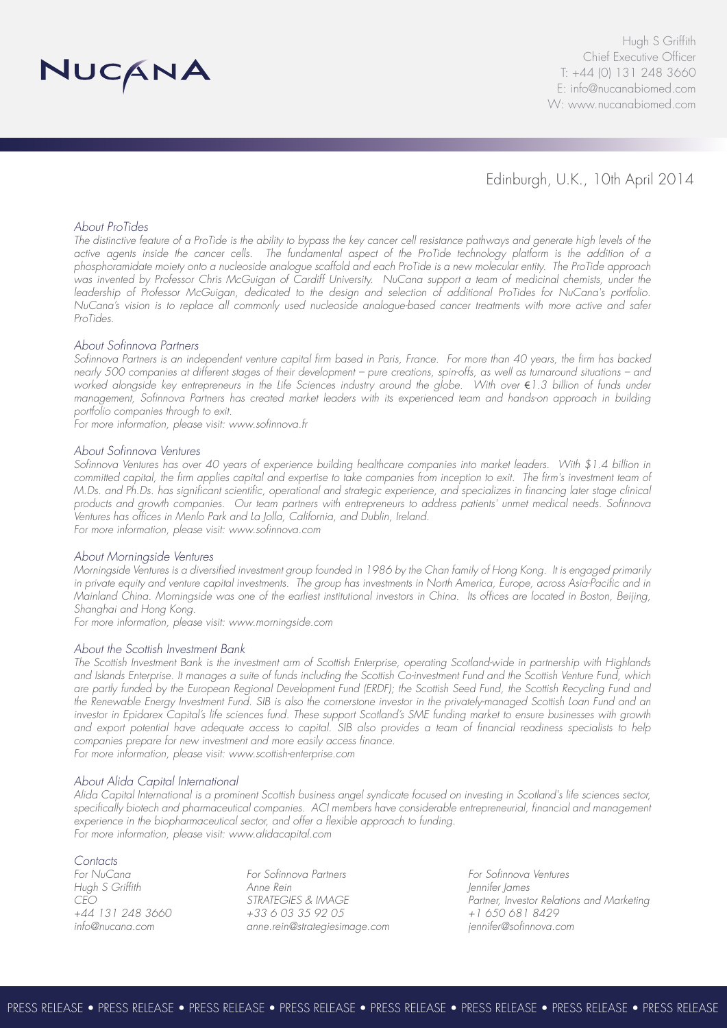Edinburgh, U.K., 10th April 2014

*About ProTides*

*The distinctive feature of a ProTide is the ability to bypass the key cancer cell resistance pathways and generate high levels of the active agents inside the cancer cells. The fundamental aspect of the ProTide technology platform is the addition of a phosphoramidate moiety onto a nucleoside analogue scaffold and each ProTide is a new molecular entity. The ProTide approach was invented by Professor Chris McGuigan of Cardiff University. NuCana support a team of medicinal chemists, under the leadership of Professor McGuigan, dedicated to the design and selection of additional ProTides for NuCana's portfolio. NuCana's vision is to replace all commonly used nucleoside analogue-based cancer treatments with more active and safer ProTides.*

*About Sofinnova Partners*

*Sofinnova Partners is an independent venture capital firm based in Paris, France. For more than 40 years, the firm has backed nearly 500 companies at different stages of their development – pure creations, spin-offs, as well as turnaround situations – and worked alongside key entrepreneurs in the Life Sciences industry around the globe. With over €1.3 billion of funds under management, Sofinnova Partners has created market leaders with its experienced team and hands-on approach in building portfolio companies through to exit.*

*For more information, please visit: www.sofinnova.fr*

*About Sofinnova Ventures*

*Sofinnova Ventures has over 40 years of experience building healthcare companies into market leaders. With $1.4 billion in committed capital, the firm applies capital and expertise to take companies from inception to exit. The firm's investment team of M.Ds. and Ph.Ds. has significant scientific, operational and strategic experience, and specializes in financing later stage clinical products and growth companies. Our team partners with entrepreneurs to address patients' unmet medical needs. Sofinnova Ventures has offices in Menlo Park and La Jolla, California, and Dublin, Ireland.*

*For more information, please visit: www.sofinnova.com*

*About Morningside Ventures*

*Morningside Ventures is a diversified investment group founded in 1986 by the Chan family of Hong Kong. It is engaged primarily in private equity and venture capital investments. The group has investments in North America, Europe, across Asia-Pacific and in Mainland China. Morningside was one of the earliest institutional investors in China. Its offices are located in Boston, Beijing, Shanghai and Hong Kong.*

*For more information, please visit: www.morningside.com*

*About the Scottish Investment Bank*

*The Scottish Investment Bank is the investment arm of Scottish Enterprise, operating Scotland-wide in partnership with Highlands and Islands Enterprise. It manages a suite of funds including the Scottish Co-investment Fund and the Scottish Venture Fund, which are partly funded by the European Regional Development Fund (ERDF); the Scottish Seed Fund, the Scottish Recycling Fund and the Renewable Energy Investment Fund. SIB is also the cornerstone investor in the privately-managed Scottish Loan Fund and an investor in Epidarex Capital's life sciences fund. These support Scotland's SME funding market to ensure businesses with growth and export potential have adequate access to capital. SIB also provides a team of financial readiness specialists to help companies prepare for new investment and more easily access finance.*

*For more information, please visit: www.scottish-enterprise.com*

*About Alida Capital International*

*Alida Capital International is a prominent Scottish business angel syndicate focused on investing in Scotland's life sciences sector, specifically biotech and pharmaceutical companies. ACI members have considerable entrepreneurial, financial and management experience in the biopharmaceutical sector, and offer a flexible approach to funding.*

*For more information, please visit: www.alidacapital.com*

*Contacts*

*For NuCana*
*Hugh S Griffith*
*CEO*
*+44 131 248 3660*
*info@nucana.com*

*For Sofinnova Partners*
*Anne Rein*
*STRATEGIES & IMAGE*
*+33 6 03 35 92 05*
*anne.rein@strategiesimage.com*

*For Sofinnova Ventures*
*Jennifer James*
*Partner, Investor Relations and Marketing*
*+1 650 681 8429*
*jennifer@sofinnova.com*